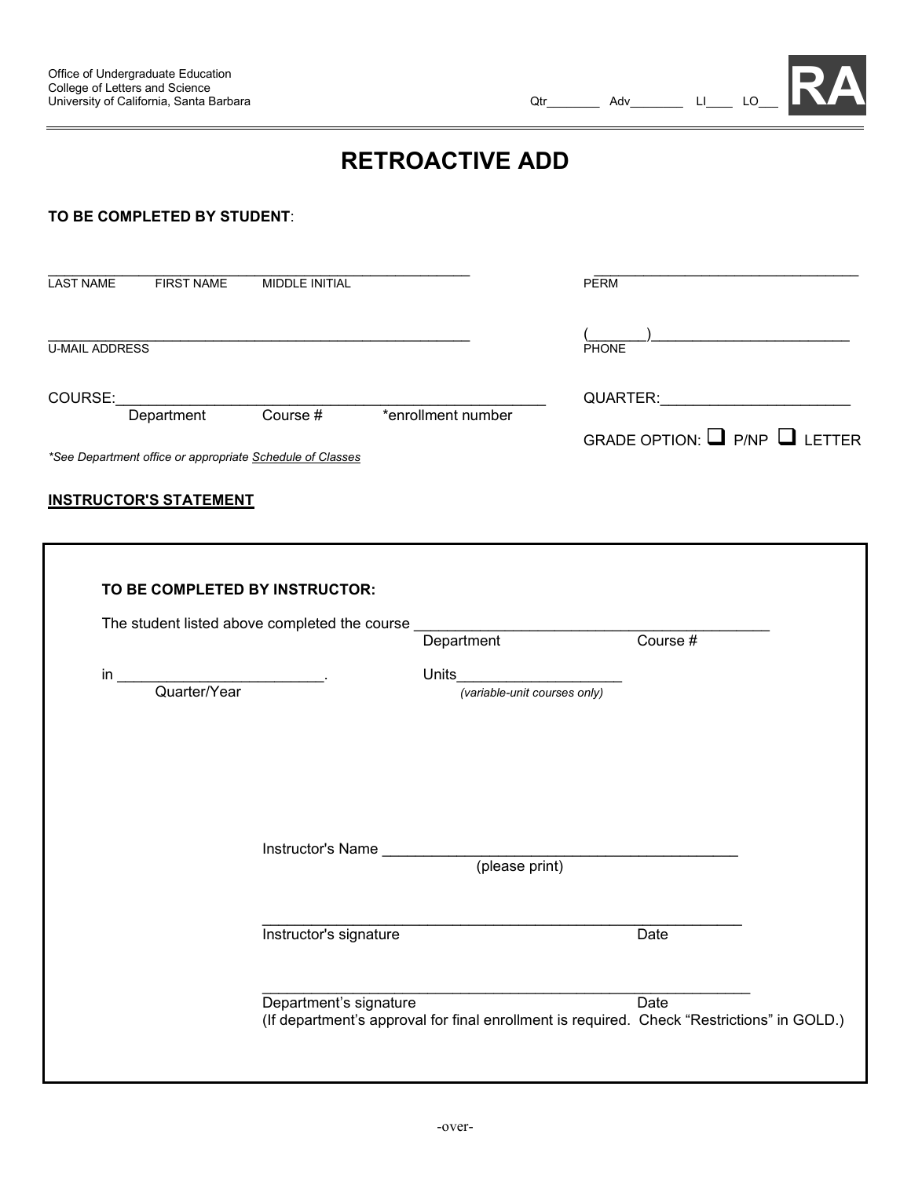Office of Undergraduate Education
College of Letters and Science
University of California, Santa Barbara

Qtr________ Adv________ LI____ LO___ **RA**

# RETROACTIVE ADD

**TO BE COMPLETED BY STUDENT**:

_______________________________________________
LAST NAME FIRST NAME MIDDLE INITIAL

_______________________________
PERM

_______________________________________________
U-MAIL ADDRESS

(_______)_________________________
PHONE

COURSE:_______________________________________________
Department Course # *enrollment number

QUARTER:______________________

GRADE OPTION: ❑ P/NP ❑ LETTER

*\*See Department office or appropriate* *Schedule of Classes*

**INSTRUCTOR'S STATEMENT**

**TO BE COMPLETED BY INSTRUCTOR:**

The student listed above completed the course _______________________________________
Department Course #

in ________________________. Units___________________
Quarter/Year *(variable-unit courses only)*

Instructor's Name ___________________________________________
(please print)

_________________________________________________________
Instructor's signature Date

_________________________________________________________
Department's signature Date
(If department's approval for final enrollment is required. Check "Restrictions" in GOLD.)

-over-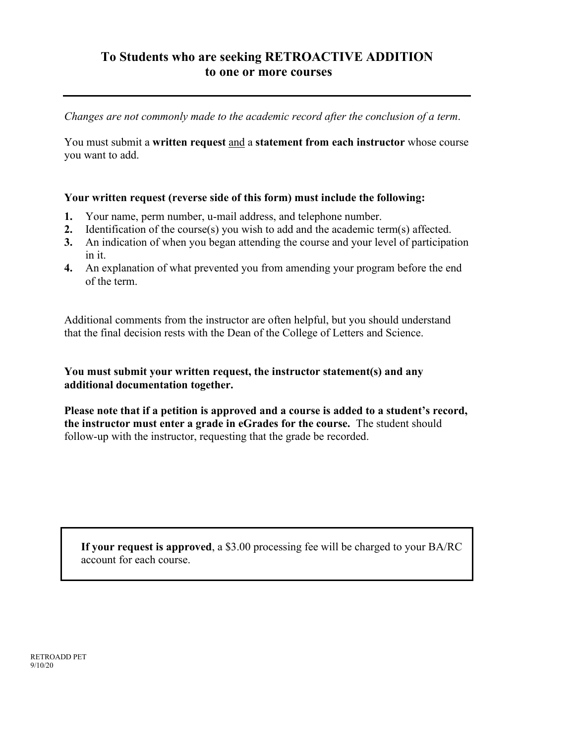## To Students who are seeking RETROACTIVE ADDITION to one or more courses

---

*Changes are not commonly made to the academic record after the conclusion of a term.*

You must submit a **written request** <u>and</u> a **statement from each instructor** whose course you want to add.

**Your written request (reverse side of this form) must include the following:**

1. Your name, perm number, u-mail address, and telephone number.
2. Identification of the course(s) you wish to add and the academic term(s) affected.
3. An indication of when you began attending the course and your level of participation in it.
4. An explanation of what prevented you from amending your program before the end of the term.

Additional comments from the instructor are often helpful, but you should understand that the final decision rests with the Dean of the College of Letters and Science.

**You must submit your written request, the instructor statement(s) and any additional documentation together.**

**Please note that if a petition is approved and a course is added to a student's record, the instructor must enter a grade in eGrades for the course.** The student should follow-up with the instructor, requesting that the grade be recorded.

> **If your request is approved**, a $3.00 processing fee will be charged to your BA/RC account for each course.

RETROADD PET
9/10/20